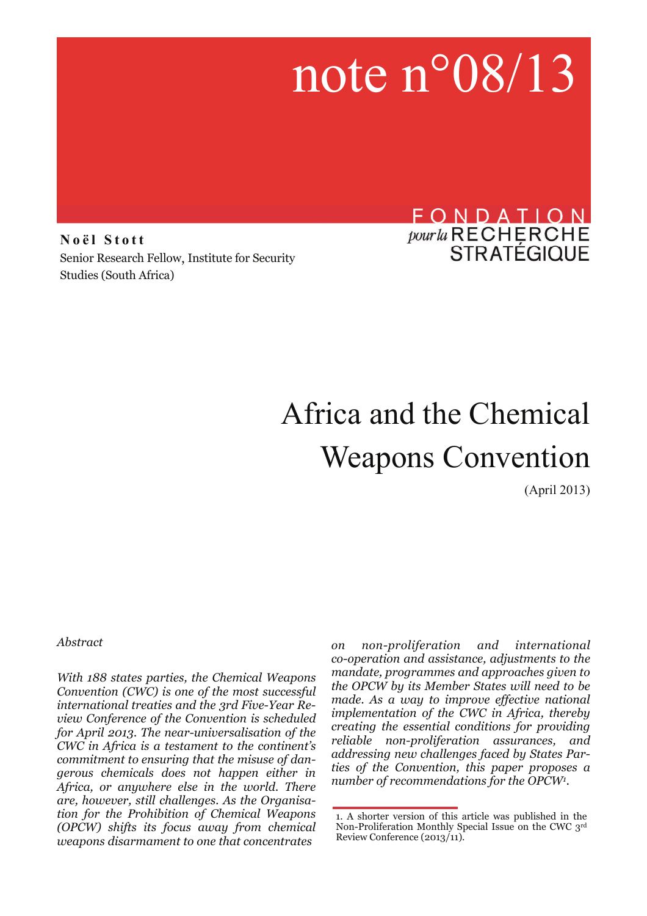note n°08/13

**Noël Stott**
Senior Research Fellow, Institute for Security Studies (South Africa)

FONDATION pour la RECHERCHE STRATÉGIQUE

# Africa and the Chemical Weapons Convention

(April 2013)

*Abstract*

*With 188 states parties, the Chemical Weapons Convention (CWC) is one of the most successful international treaties and the 3rd Five-Year Review Conference of the Convention is scheduled for April 2013. The near-universalisation of the CWC in Africa is a testament to the continent's commitment to ensuring that the misuse of dangerous chemicals does not happen either in Africa, or anywhere else in the world. There are, however, still challenges. As the Organisation for the Prohibition of Chemical Weapons (OPCW) shifts its focus away from chemical weapons disarmament to one that concentrates on non-proliferation and international co-operation and assistance, adjustments to the mandate, programmes and approaches given to the OPCW by its Member States will need to be made. As a way to improve effective national implementation of the CWC in Africa, thereby creating the essential conditions for providing reliable non-proliferation assurances, and addressing new challenges faced by States Parties of the Convention, this paper proposes a number of recommendations for the OPCW*[1].

1. A shorter version of this article was published in the Non-Proliferation Monthly Special Issue on the CWC 3rd Review Conference (2013/11).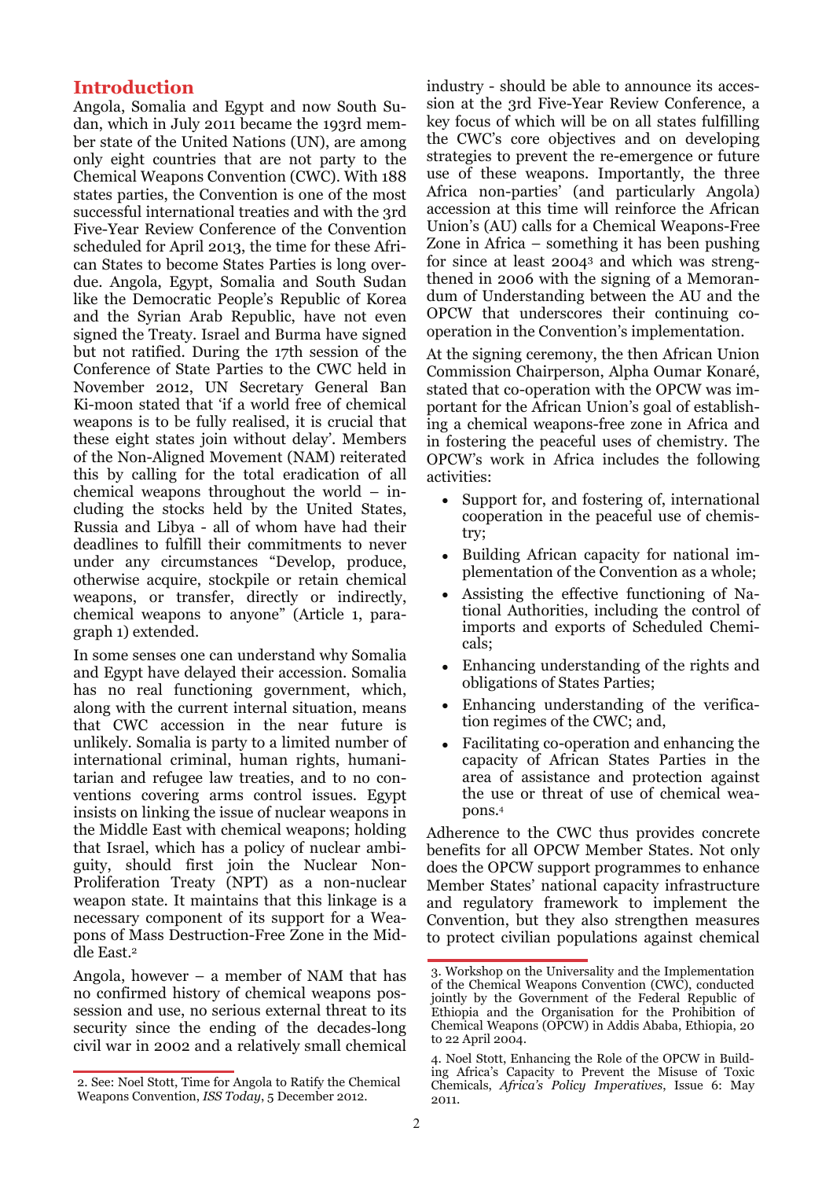## Introduction

Angola, Somalia and Egypt and now South Sudan, which in July 2011 became the 193rd member state of the United Nations (UN), are among only eight countries that are not party to the Chemical Weapons Convention (CWC). With 188 states parties, the Convention is one of the most successful international treaties and with the 3rd Five-Year Review Conference of the Convention scheduled for April 2013, the time for these African States to become States Parties is long overdue. Angola, Egypt, Somalia and South Sudan like the Democratic People's Republic of Korea and the Syrian Arab Republic, have not even signed the Treaty. Israel and Burma have signed but not ratified. During the 17th session of the Conference of State Parties to the CWC held in November 2012, UN Secretary General Ban Ki-moon stated that 'if a world free of chemical weapons is to be fully realised, it is crucial that these eight states join without delay'. Members of the Non-Aligned Movement (NAM) reiterated this by calling for the total eradication of all chemical weapons throughout the world – including the stocks held by the United States, Russia and Libya - all of whom have had their deadlines to fulfill their commitments to never under any circumstances "Develop, produce, otherwise acquire, stockpile or retain chemical weapons, or transfer, directly or indirectly, chemical weapons to anyone" (Article 1, paragraph 1) extended.

In some senses one can understand why Somalia and Egypt have delayed their accession. Somalia has no real functioning government, which, along with the current internal situation, means that CWC accession in the near future is unlikely. Somalia is party to a limited number of international criminal, human rights, humanitarian and refugee law treaties, and to no conventions covering arms control issues. Egypt insists on linking the issue of nuclear weapons in the Middle East with chemical weapons; holding that Israel, which has a policy of nuclear ambiguity, should first join the Nuclear Non-Proliferation Treaty (NPT) as a non-nuclear weapon state. It maintains that this linkage is a necessary component of its support for a Weapons of Mass Destruction-Free Zone in the Middle East.[2]

Angola, however – a member of NAM that has no confirmed history of chemical weapons possession and use, no serious external threat to its security since the ending of the decades-long civil war in 2002 and a relatively small chemical industry - should be able to announce its accession at the 3rd Five-Year Review Conference, a key focus of which will be on all states fulfilling the CWC's core objectives and on developing strategies to prevent the re-emergence or future use of these weapons. Importantly, the three Africa non-parties' (and particularly Angola) accession at this time will reinforce the African Union's (AU) calls for a Chemical Weapons-Free Zone in Africa – something it has been pushing for since at least 2004[3] and which was strengthened in 2006 with the signing of a Memorandum of Understanding between the AU and the OPCW that underscores their continuing co-operation in the Convention's implementation.

At the signing ceremony, the then African Union Commission Chairperson, Alpha Oumar Konaré, stated that co-operation with the OPCW was important for the African Union's goal of establishing a chemical weapons-free zone in Africa and in fostering the peaceful uses of chemistry. The OPCW's work in Africa includes the following activities:

- Support for, and fostering of, international cooperation in the peaceful use of chemistry;
- Building African capacity for national implementation of the Convention as a whole;
- Assisting the effective functioning of National Authorities, including the control of imports and exports of Scheduled Chemicals;
- Enhancing understanding of the rights and obligations of States Parties;
- Enhancing understanding of the verification regimes of the CWC; and,
- Facilitating co-operation and enhancing the capacity of African States Parties in the area of assistance and protection against the use or threat of use of chemical weapons.[4]

Adherence to the CWC thus provides concrete benefits for all OPCW Member States. Not only does the OPCW support programmes to enhance Member States' national capacity infrastructure and regulatory framework to implement the Convention, but they also strengthen measures to protect civilian populations against chemical

---

2. See: Noel Stott, Time for Angola to Ratify the Chemical Weapons Convention, *ISS Today*, 5 December 2012.

3. Workshop on the Universality and the Implementation of the Chemical Weapons Convention (CWC), conducted jointly by the Government of the Federal Republic of Ethiopia and the Organisation for the Prohibition of Chemical Weapons (OPCW) in Addis Ababa, Ethiopia, 20 to 22 April 2004.

4. Noel Stott, Enhancing the Role of the OPCW in Building Africa's Capacity to Prevent the Misuse of Toxic Chemicals, *Africa's Policy Imperatives*, Issue 6: May 2011.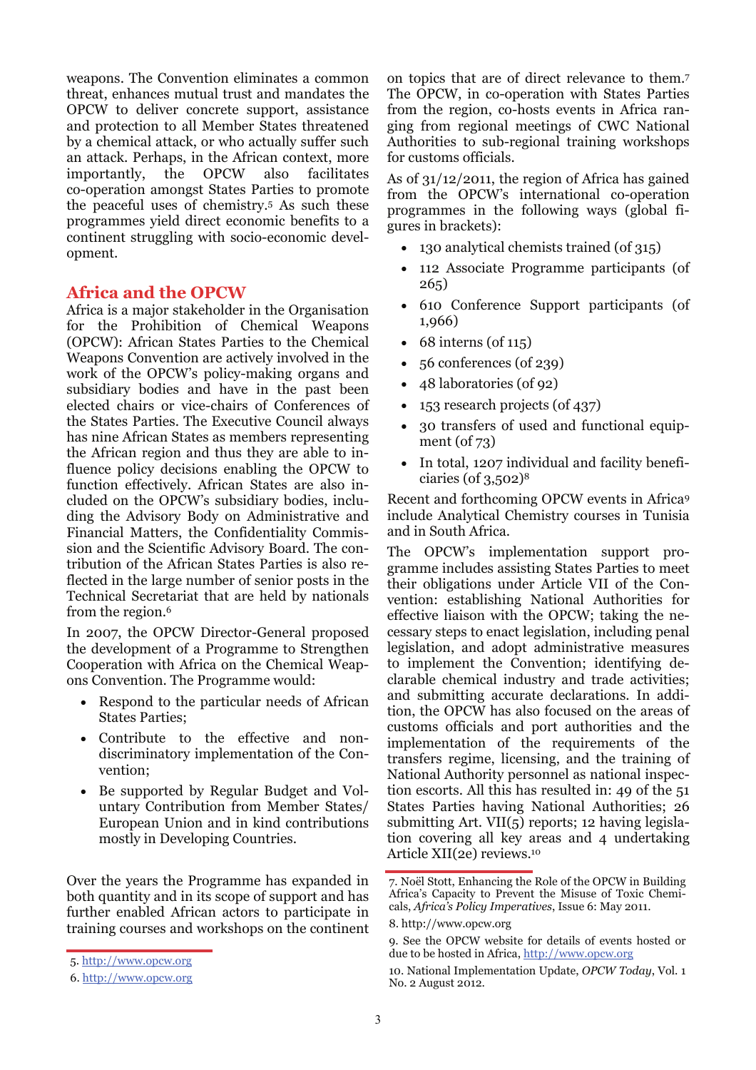weapons. The Convention eliminates a common threat, enhances mutual trust and mandates the OPCW to deliver concrete support, assistance and protection to all Member States threatened by a chemical attack, or who actually suffer such an attack. Perhaps, in the African context, more importantly, the OPCW also facilitates co-operation amongst States Parties to promote the peaceful uses of chemistry.[5] As such these programmes yield direct economic benefits to a continent struggling with socio-economic development.

## Africa and the OPCW

Africa is a major stakeholder in the Organisation for the Prohibition of Chemical Weapons (OPCW): African States Parties to the Chemical Weapons Convention are actively involved in the work of the OPCW's policy-making organs and subsidiary bodies and have in the past been elected chairs or vice-chairs of Conferences of the States Parties. The Executive Council always has nine African States as members representing the African region and thus they are able to influence policy decisions enabling the OPCW to function effectively. African States are also included on the OPCW's subsidiary bodies, including the Advisory Body on Administrative and Financial Matters, the Confidentiality Commission and the Scientific Advisory Board. The contribution of the African States Parties is also reflected in the large number of senior posts in the Technical Secretariat that are held by nationals from the region.[6]

In 2007, the OPCW Director-General proposed the development of a Programme to Strengthen Cooperation with Africa on the Chemical Weapons Convention. The Programme would:

- Respond to the particular needs of African States Parties;
- Contribute to the effective and non-discriminatory implementation of the Convention;
- Be supported by Regular Budget and Voluntary Contribution from Member States/ European Union and in kind contributions mostly in Developing Countries.

Over the years the Programme has expanded in both quantity and in its scope of support and has further enabled African actors to participate in training courses and workshops on the continent on topics that are of direct relevance to them.[7] The OPCW, in co-operation with States Parties from the region, co-hosts events in Africa ranging from regional meetings of CWC National Authorities to sub-regional training workshops for customs officials.

As of 31/12/2011, the region of Africa has gained from the OPCW's international co-operation programmes in the following ways (global figures in brackets):

- 130 analytical chemists trained (of 315)
- 112 Associate Programme participants (of 265)
- 610 Conference Support participants (of 1,966)
- 68 interns (of 115)
- 56 conferences (of 239)
- 48 laboratories (of 92)
- 153 research projects (of 437)
- 30 transfers of used and functional equipment (of 73)
- In total, 1207 individual and facility beneficiaries (of 3,502)[8]

Recent and forthcoming OPCW events in Africa[9] include Analytical Chemistry courses in Tunisia and in South Africa.

The OPCW's implementation support programme includes assisting States Parties to meet their obligations under Article VII of the Convention: establishing National Authorities for effective liaison with the OPCW; taking the necessary steps to enact legislation, including penal legislation, and adopt administrative measures to implement the Convention; identifying declarable chemical industry and trade activities; and submitting accurate declarations. In addition, the OPCW has also focused on the areas of customs officials and port authorities and the implementation of the requirements of the transfers regime, licensing, and the training of National Authority personnel as national inspection escorts. All this has resulted in: 49 of the 51 States Parties having National Authorities; 26 submitting Art. VII(5) reports; 12 having legislation covering all key areas and 4 undertaking Article XII(2e) reviews.[10]

---

5. http://www.opcw.org

6. http://www.opcw.org

7. Noël Stott, Enhancing the Role of the OPCW in Building Africa's Capacity to Prevent the Misuse of Toxic Chemicals, *Africa's Policy Imperatives*, Issue 6: May 2011.

8. http://www.opcw.org

9. See the OPCW website for details of events hosted or due to be hosted in Africa, http://www.opcw.org

10. National Implementation Update, *OPCW Today*, Vol. 1 No. 2 August 2012.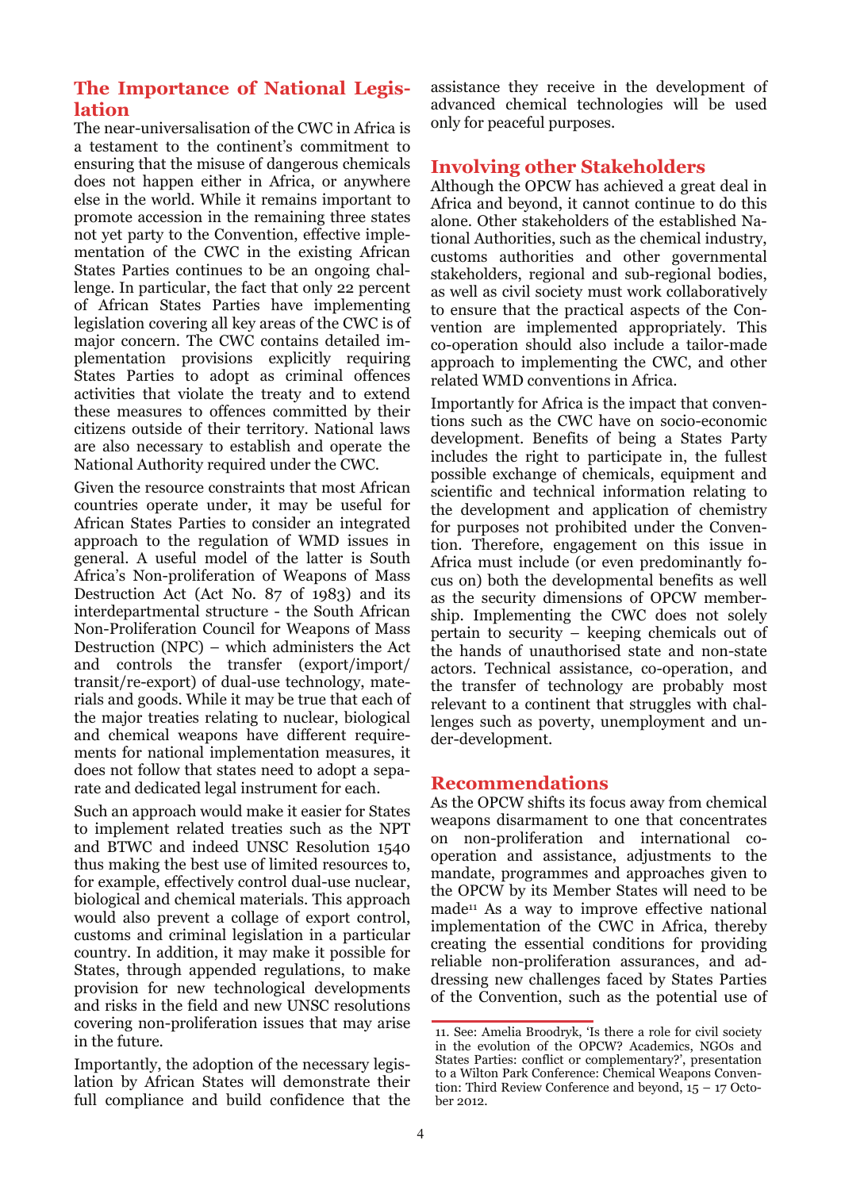## The Importance of National Legislation

The near-universalisation of the CWC in Africa is a testament to the continent's commitment to ensuring that the misuse of dangerous chemicals does not happen either in Africa, or anywhere else in the world. While it remains important to promote accession in the remaining three states not yet party to the Convention, effective implementation of the CWC in the existing African States Parties continues to be an ongoing challenge. In particular, the fact that only 22 percent of African States Parties have implementing legislation covering all key areas of the CWC is of major concern. The CWC contains detailed implementation provisions explicitly requiring States Parties to adopt as criminal offences activities that violate the treaty and to extend these measures to offences committed by their citizens outside of their territory. National laws are also necessary to establish and operate the National Authority required under the CWC.

Given the resource constraints that most African countries operate under, it may be useful for African States Parties to consider an integrated approach to the regulation of WMD issues in general. A useful model of the latter is South Africa's Non-proliferation of Weapons of Mass Destruction Act (Act No. 87 of 1983) and its interdepartmental structure - the South African Non-Proliferation Council for Weapons of Mass Destruction (NPC) – which administers the Act and controls the transfer (export/import/transit/re-export) of dual-use technology, materials and goods. While it may be true that each of the major treaties relating to nuclear, biological and chemical weapons have different requirements for national implementation measures, it does not follow that states need to adopt a separate and dedicated legal instrument for each.

Such an approach would make it easier for States to implement related treaties such as the NPT and BTWC and indeed UNSC Resolution 1540 thus making the best use of limited resources to, for example, effectively control dual-use nuclear, biological and chemical materials. This approach would also prevent a collage of export control, customs and criminal legislation in a particular country. In addition, it may make it possible for States, through appended regulations, to make provision for new technological developments and risks in the field and new UNSC resolutions covering non-proliferation issues that may arise in the future.

Importantly, the adoption of the necessary legislation by African States will demonstrate their full compliance and build confidence that the assistance they receive in the development of advanced chemical technologies will be used only for peaceful purposes.

## Involving other Stakeholders

Although the OPCW has achieved a great deal in Africa and beyond, it cannot continue to do this alone. Other stakeholders of the established National Authorities, such as the chemical industry, customs authorities and other governmental stakeholders, regional and sub-regional bodies, as well as civil society must work collaboratively to ensure that the practical aspects of the Convention are implemented appropriately. This co-operation should also include a tailor-made approach to implementing the CWC, and other related WMD conventions in Africa.

Importantly for Africa is the impact that conventions such as the CWC have on socio-economic development. Benefits of being a States Party includes the right to participate in, the fullest possible exchange of chemicals, equipment and scientific and technical information relating to the development and application of chemistry for purposes not prohibited under the Convention. Therefore, engagement on this issue in Africa must include (or even predominantly focus on) both the developmental benefits as well as the security dimensions of OPCW membership. Implementing the CWC does not solely pertain to security – keeping chemicals out of the hands of unauthorised state and non-state actors. Technical assistance, co-operation, and the transfer of technology are probably most relevant to a continent that struggles with challenges such as poverty, unemployment and under-development.

## Recommendations

As the OPCW shifts its focus away from chemical weapons disarmament to one that concentrates on non-proliferation and international co-operation and assistance, adjustments to the mandate, programmes and approaches given to the OPCW by its Member States will need to be made[11] As a way to improve effective national implementation of the CWC in Africa, thereby creating the essential conditions for providing reliable non-proliferation assurances, and addressing new challenges faced by States Parties of the Convention, such as the potential use of

---

11. See: Amelia Broodryk, 'Is there a role for civil society in the evolution of the OPCW? Academics, NGOs and States Parties: conflict or complementary?', presentation to a Wilton Park Conference: Chemical Weapons Convention: Third Review Conference and beyond, 15 – 17 October 2012.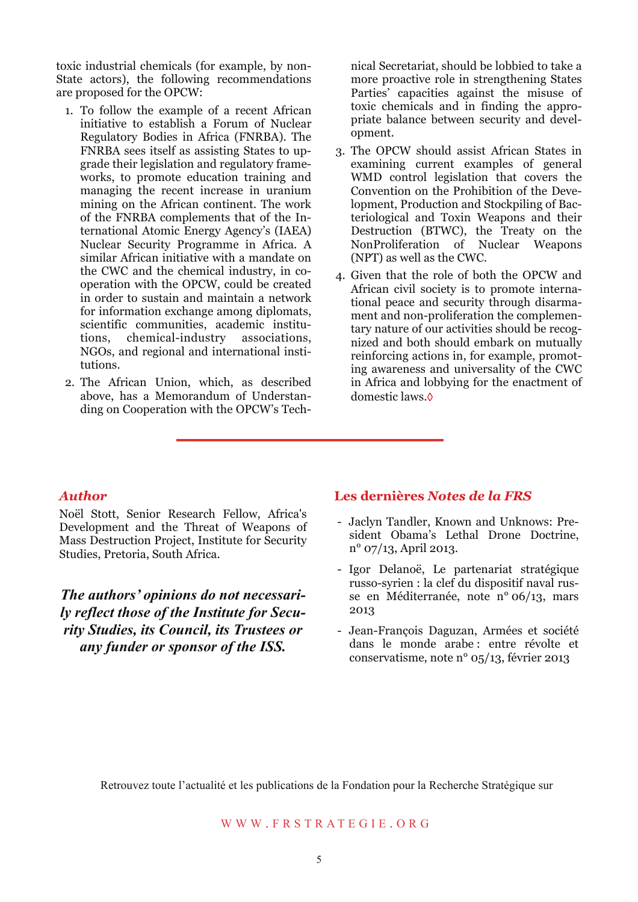toxic industrial chemicals (for example, by non-State actors), the following recommendations are proposed for the OPCW:

1. To follow the example of a recent African initiative to establish a Forum of Nuclear Regulatory Bodies in Africa (FNRBA). The FNRBA sees itself as assisting States to upgrade their legislation and regulatory frameworks, to promote education training and managing the recent increase in uranium mining on the African continent. The work of the FNRBA complements that of the International Atomic Energy Agency's (IAEA) Nuclear Security Programme in Africa. A similar African initiative with a mandate on the CWC and the chemical industry, in cooperation with the OPCW, could be created in order to sustain and maintain a network for information exchange among diplomats, scientific communities, academic institutions, chemical-industry associations, NGOs, and regional and international institutions.
2. The African Union, which, as described above, has a Memorandum of Understanding on Cooperation with the OPCW's Technical Secretariat, should be lobbied to take a more proactive role in strengthening States Parties' capacities against the misuse of toxic chemicals and in finding the appropriate balance between security and development.
3. The OPCW should assist African States in examining current examples of general WMD control legislation that covers the Convention on the Prohibition of the Development, Production and Stockpiling of Bacteriological and Toxin Weapons and their Destruction (BTWC), the Treaty on the NonProliferation of Nuclear Weapons (NPT) as well as the CWC.
4. Given that the role of both the OPCW and African civil society is to promote international peace and security through disarmament and non-proliferation the complementary nature of our activities should be recognized and both should embark on mutually reinforcing actions in, for example, promoting awareness and universality of the CWC in Africa and lobbying for the enactment of domestic laws.◊

---

## *Author*

Noël Stott, Senior Research Fellow, Africa's Development and the Threat of Weapons of Mass Destruction Project, Institute for Security Studies, Pretoria, South Africa.

***The authors' opinions do not necessarily reflect those of the Institute for Security Studies, its Council, its Trustees or any funder or sponsor of the ISS.***

## Les dernières *Notes de la FRS*

- Jaclyn Tandler, Known and Unknows: President Obama's Lethal Drone Doctrine, n° 07/13, April 2013.
- Igor Delanoë, Le partenariat stratégique russo-syrien : la clef du dispositif naval russe en Méditerranée, note n° 06/13, mars 2013
- Jean-François Daguzan, Armées et société dans le monde arabe : entre révolte et conservatisme, note n° 05/13, février 2013

Retrouvez toute l'actualité et les publications de la Fondation pour la Recherche Stratégique sur

WWW.FRSTRATEGIE.ORG